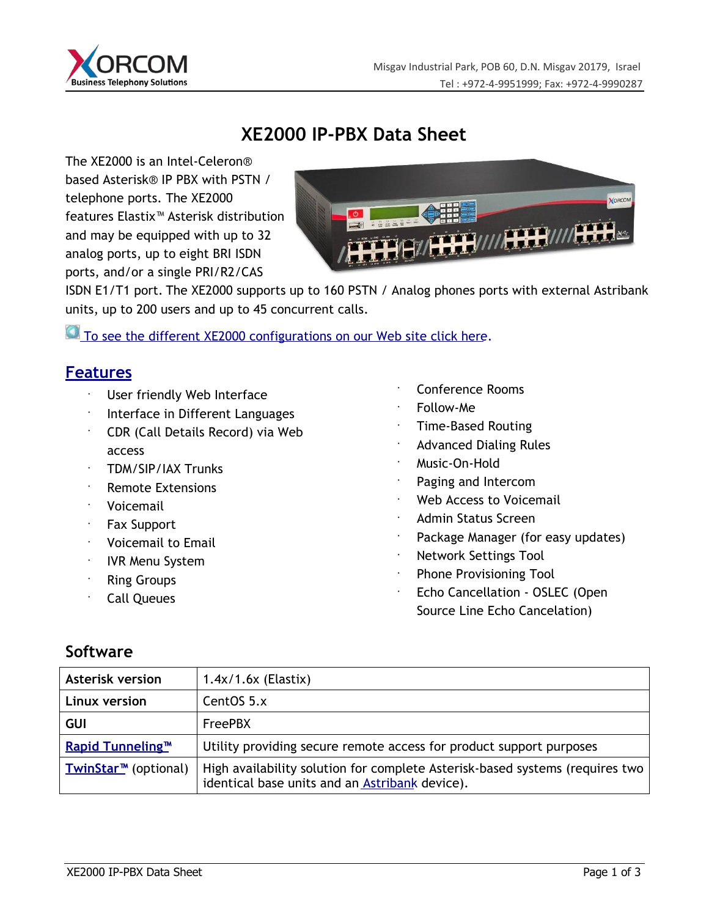# XE2000 IP-PBX Data Sheet

The XE2000 is an Intel-Celeron® based Asterisk® IP PBX with PSTN / telephone ports. The XE2000 features Elastix™ Asterisk distribution and may be equipped with up to 32 analog ports, up to eight BRI ISDN ports, and/or a single PRI/R2/CAS ISDN E1/T1 port. The XE2000 supports up to 160 PSTN / Analog phones ports with external Astribank units, up to 200 users and up to 45 concurrent calls.

To see the different XE2000 configurations on our Web site click here.

## Features

- User friendly Web Interface
- Interface in Different Languages
- CDR (Call Details Record) via Web access
- TDM/SIP/IAX Trunks
- Remote Extensions
- Voicemail
- Fax Support
- Voicemail to Email
- IVR Menu System
- Ring Groups
- Call Queues
- Conference Rooms
- Follow-Me
- Time-Based Routing
- Advanced Dialing Rules
- Music-On-Hold
- Paging and Intercom
- Web Access to Voicemail
- Admin Status Screen
- Package Manager (for easy updates)
- Network Settings Tool
- Phone Provisioning Tool
- Echo Cancellation - OSLEC (Open Source Line Echo Cancelation)

## Software

| | |
|---|---|
| **Asterisk version** | 1.4x/1.6x (Elastix) |
| **Linux version** | CentOS 5.x |
| **GUI** | FreePBX |
| **Rapid Tunneling™** | Utility providing secure remote access for product support purposes |
| **TwinStar™** (optional) | High availability solution for complete Asterisk-based systems (requires two identical base units and an Astribank device). |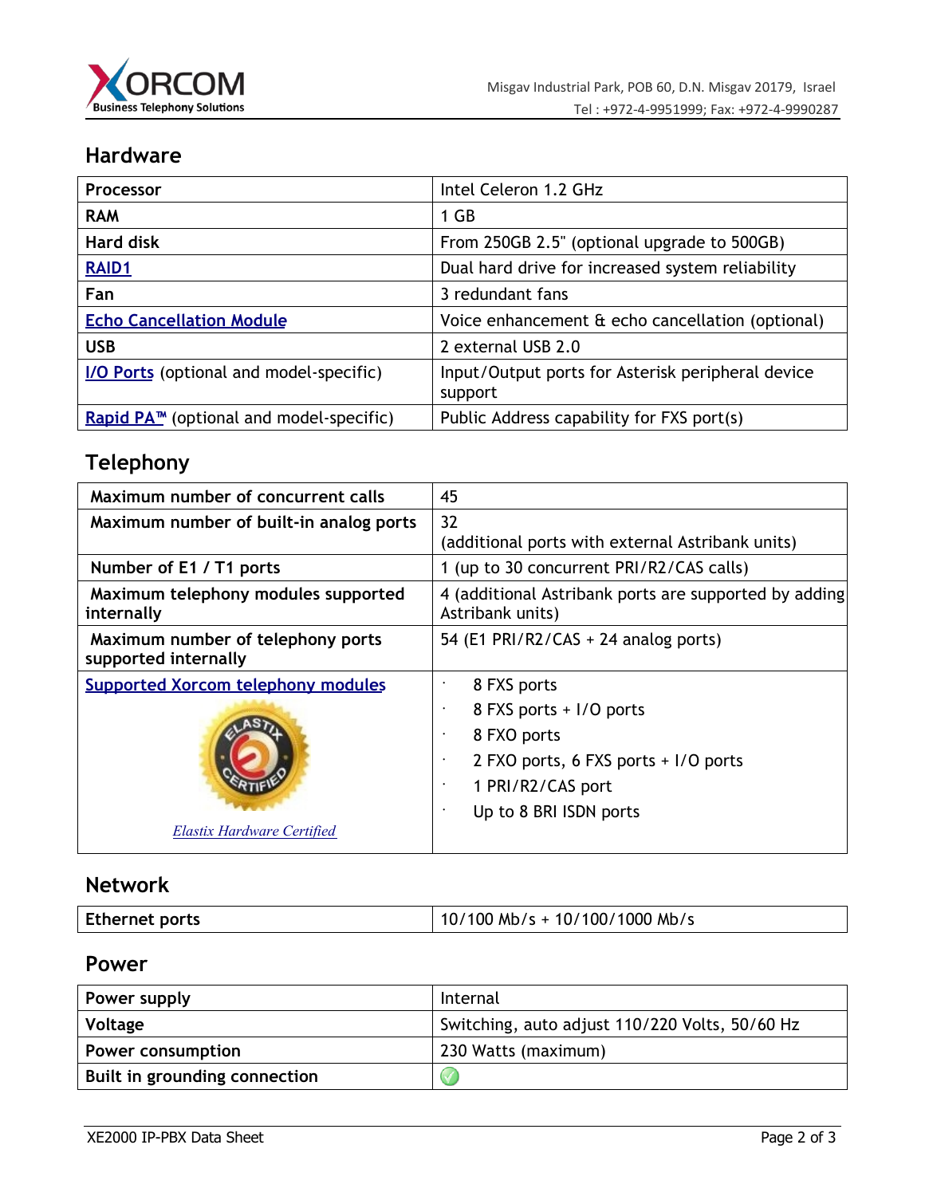## Hardware

| | |
|---|---|
| **Processor** | Intel Celeron 1.2 GHz |
| **RAM** | 1 GB |
| **Hard disk** | From 250GB 2.5" (optional upgrade to 500GB) |
| **RAID1** | Dual hard drive for increased system reliability |
| **Fan** | 3 redundant fans |
| **Echo Cancellation Module** | Voice enhancement & echo cancellation (optional) |
| **USB** | 2 external USB 2.0 |
| **I/O Ports** (optional and model-specific) | Input/Output ports for Asterisk peripheral device support |
| **Rapid PA™** (optional and model-specific) | Public Address capability for FXS port(s) |

## Telephony

| | |
|---|---|
| **Maximum number of concurrent calls** | 45 |
| **Maximum number of built-in analog ports** | 32 (additional ports with external Astribank units) |
| **Number of E1 / T1 ports** | 1 (up to 30 concurrent PRI/R2/CAS calls) |
| **Maximum telephony modules supported internally** | 4 (additional Astribank ports are supported by adding Astribank units) |
| **Maximum number of telephony ports supported internally** | 54 (E1 PRI/R2/CAS + 24 analog ports) |
| **Supported Xorcom telephony modules** *Elastix Hardware Certified* | · 8 FXS ports<br>· 8 FXS ports + I/O ports<br>· 8 FXO ports<br>· 2 FXO ports, 6 FXS ports + I/O ports<br>· 1 PRI/R2/CAS port<br>· Up to 8 BRI ISDN ports |

## Network

| | |
|---|---|
| **Ethernet ports** | 10/100 Mb/s + 10/100/1000 Mb/s |

## Power

| | |
|---|---|
| **Power supply** | Internal |
| **Voltage** | Switching, auto adjust 110/220 Volts, 50/60 Hz |
| **Power consumption** | 230 Watts (maximum) |
| **Built in grounding connection** | ✓ |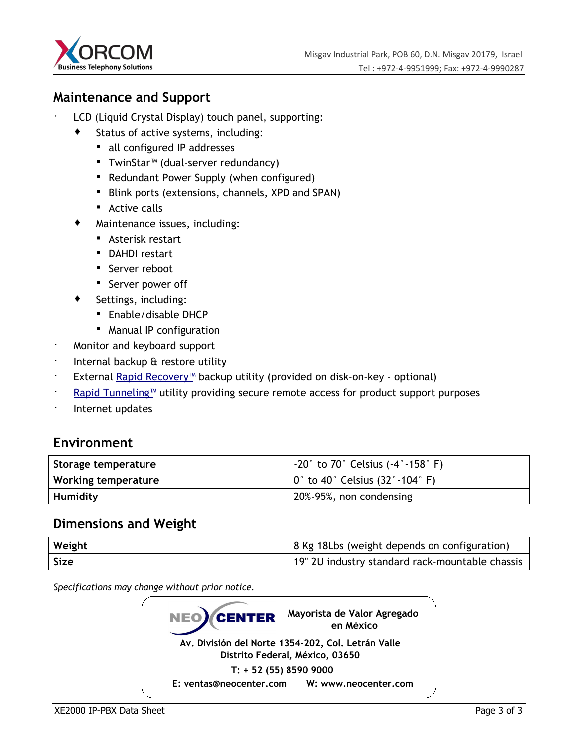## Maintenance and Support

- LCD (Liquid Crystal Display) touch panel, supporting:
  - Status of active systems, including:
    - all configured IP addresses
    - TwinStar™ (dual-server redundancy)
    - Redundant Power Supply (when configured)
    - Blink ports (extensions, channels, XPD and SPAN)
    - Active calls
  - Maintenance issues, including:
    - Asterisk restart
    - DAHDI restart
    - Server reboot
    - Server power off
  - Settings, including:
    - Enable/disable DHCP
    - Manual IP configuration
- Monitor and keyboard support
- Internal backup & restore utility
- External Rapid Recovery™ backup utility (provided on disk-on-key - optional)
- Rapid Tunneling™ utility providing secure remote access for product support purposes
- Internet updates

## Environment

| | |
|---|---|
| **Storage temperature** | -20° to 70° Celsius (-4°-158° F) |
| **Working temperature** | 0° to 40° Celsius (32°-104° F) |
| **Humidity** | 20%-95%, non condensing |

## Dimensions and Weight

| | |
|---|---|
| **Weight** | 8 Kg 18Lbs (weight depends on configuration) |
| **Size** | 19" 2U industry standard rack-mountable chassis |

*Specifications may change without prior notice.*

**NEO CENTER** **Mayorista de Valor Agregado en México**

**Av. División del Norte 1354-202, Col. Letrán Valle**
**Distrito Federal, México, 03650**

**T: + 52 (55) 8590 9000**

**E: ventas@neocenter.com** **W: www.neocenter.com**